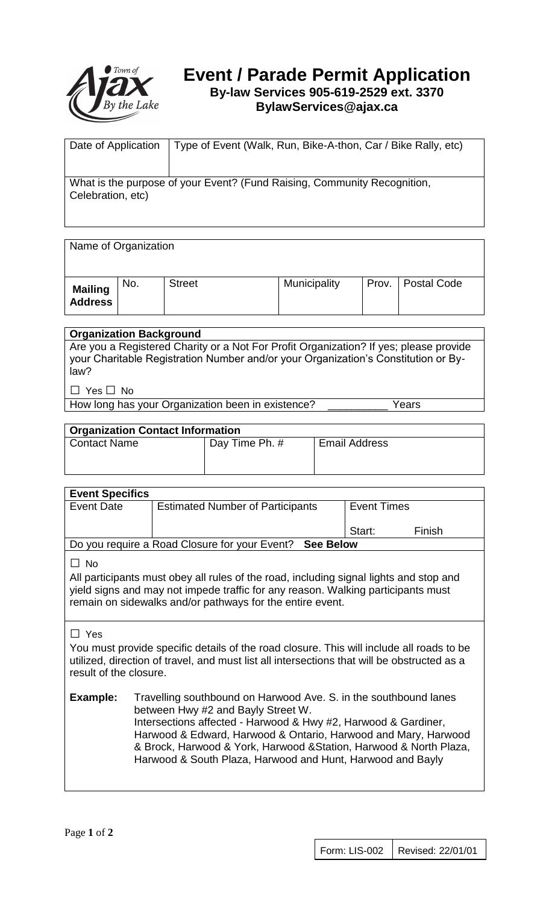# Event / Parade Permit Application

**By-law Services 905-619-2529 ext. 3370**
**BylawServices@ajax.ca**

| Date of Application | Type of Event (Walk, Run, Bike-A-thon, Car / Bike Rally, etc) |
|---|---|
| | |

| What is the purpose of your Event? (Fund Raising, Community Recognition, Celebration, etc) |
|---|
| |

| Name of Organization | | | | | |
|---|---|---|---|---|---|
| | | | | | |
| **Mailing Address** | No. | Street | Municipality | Prov. | Postal Code |

| **Organization Background** |
|---|
| Are you a Registered Charity or a Not For Profit Organization? If yes; please provide your Charitable Registration Number and/or your Organization's Constitution or By-law? |
| ☐ Yes ☐ No |
| How long has your Organization been in existence? __________ Years |

| **Organization Contact Information** | | |
|---|---|---|
| Contact Name | Day Time Ph. # | Email Address |
| | | |

| **Event Specifics** | | |
|---|---|---|
| Event Date | Estimated Number of Participants | Event Times |
| | | Start: Finish |

Do you require a Road Closure for your Event? **See Below**

☐ No

All participants must obey all rules of the road, including signal lights and stop and yield signs and may not impede traffic for any reason. Walking participants must remain on sidewalks and/or pathways for the entire event.

☐ Yes

You must provide specific details of the road closure. This will include all roads to be utilized, direction of travel, and must list all intersections that will be obstructed as a result of the closure.

**Example:** Travelling southbound on Harwood Ave. S. in the southbound lanes between Hwy #2 and Bayly Street W.
Intersections affected - Harwood & Hwy #2, Harwood & Gardiner, Harwood & Edward, Harwood & Ontario, Harwood and Mary, Harwood & Brock, Harwood & York, Harwood &Station, Harwood & North Plaza, Harwood & South Plaza, Harwood and Hunt, Harwood and Bayly

Form: LIS-002 | Revised: 22/01/01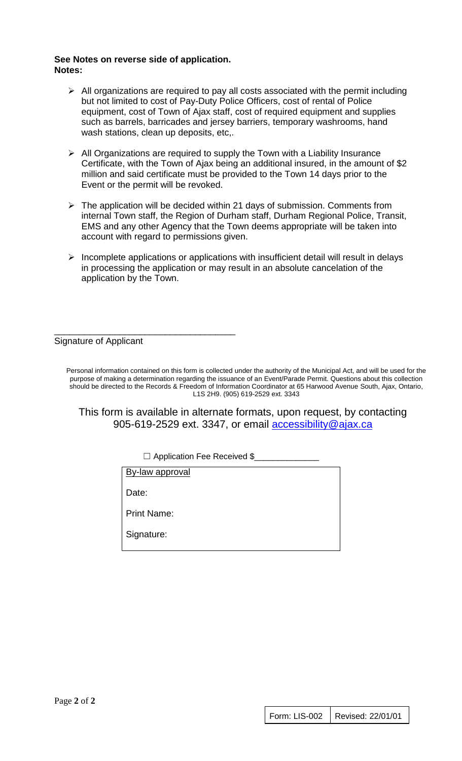**See Notes on reverse side of application.**
**Notes:**

- All organizations are required to pay all costs associated with the permit including but not limited to cost of Pay-Duty Police Officers, cost of rental of Police equipment, cost of Town of Ajax staff, cost of required equipment and supplies such as barrels, barricades and jersey barriers, temporary washrooms, hand wash stations, clean up deposits, etc,.
- All Organizations are required to supply the Town with a Liability Insurance Certificate, with the Town of Ajax being an additional insured, in the amount of $2 million and said certificate must be provided to the Town 14 days prior to the Event or the permit will be revoked.
- The application will be decided within 21 days of submission. Comments from internal Town staff, the Region of Durham staff, Durham Regional Police, Transit, EMS and any other Agency that the Town deems appropriate will be taken into account with regard to permissions given.
- Incomplete applications or applications with insufficient detail will result in delays in processing the application or may result in an absolute cancelation of the application by the Town.

___________________________________
Signature of Applicant

Personal information contained on this form is collected under the authority of the Municipal Act, and will be used for the purpose of making a determination regarding the issuance of an Event/Parade Permit. Questions about this collection should be directed to the Records & Freedom of Information Coordinator at 65 Harwood Avenue South, Ajax, Ontario, L1S 2H9. (905) 619-2529 ext. 3343

This form is available in alternate formats, upon request, by contacting 905-619-2529 ext. 3347, or email accessibility@ajax.ca

☐ Application Fee Received $_____________

| |
|---|
| By-law approval |
| Date: |
| Print Name: |
| Signature: |

| | |
|---|---|
| Form: LIS-002 | Revised: 22/01/01 |